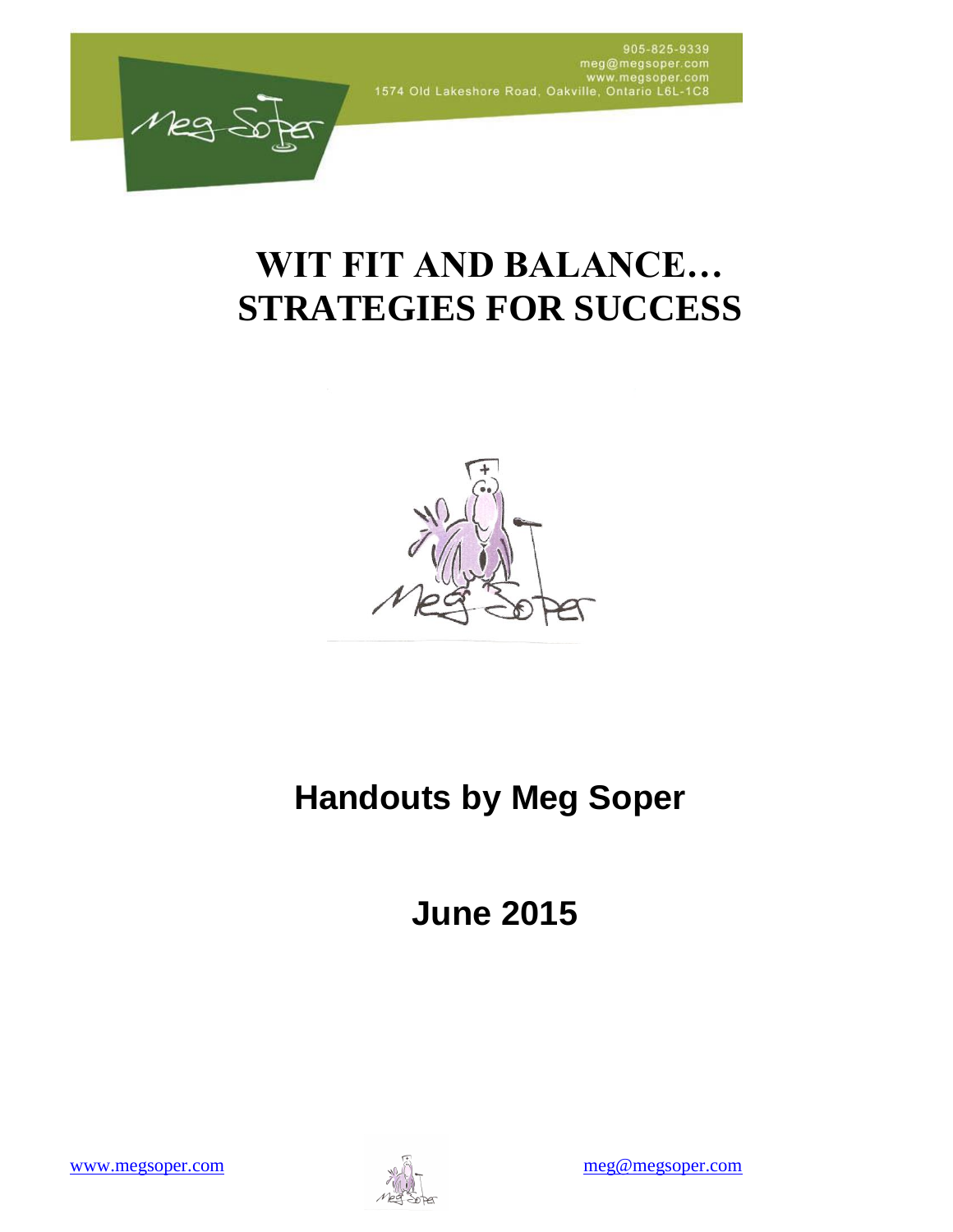905-825-9339
meg@megsoper.com
www.megsoper.com
1574 Old Lakeshore Road, Oakville, Ontario L6L-1C8

# WIT FIT AND BALANCE… STRATEGIES FOR SUCCESS

## Handouts by Meg Soper

## June 2015

www.megsoper.com meg@megsoper.com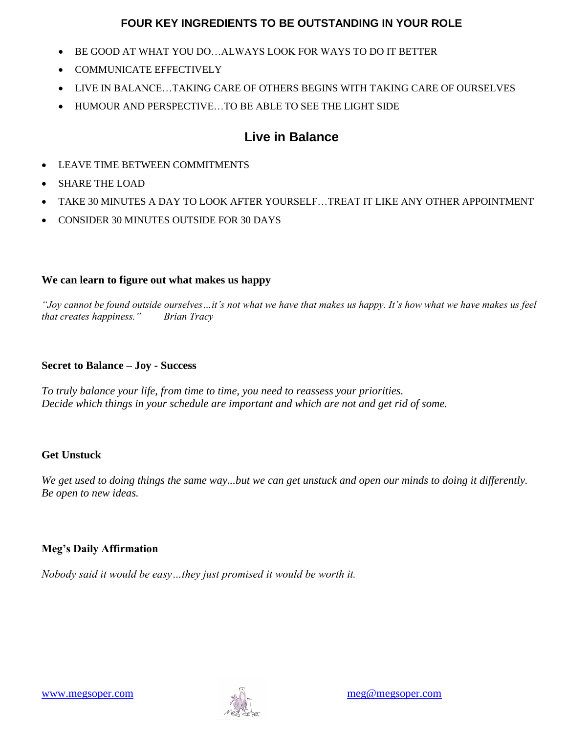## FOUR KEY INGREDIENTS TO BE OUTSTANDING IN YOUR ROLE

- BE GOOD AT WHAT YOU DO…ALWAYS LOOK FOR WAYS TO DO IT BETTER
- COMMUNICATE EFFECTIVELY
- LIVE IN BALANCE…TAKING CARE OF OTHERS BEGINS WITH TAKING CARE OF OURSELVES
- HUMOUR AND PERSPECTIVE…TO BE ABLE TO SEE THE LIGHT SIDE

## Live in Balance

- LEAVE TIME BETWEEN COMMITMENTS
- SHARE THE LOAD
- TAKE 30 MINUTES A DAY TO LOOK AFTER YOURSELF…TREAT IT LIKE ANY OTHER APPOINTMENT
- CONSIDER 30 MINUTES OUTSIDE FOR 30 DAYS

### We can learn to figure out what makes us happy

*"Joy cannot be found outside ourselves…it's not what we have that makes us happy. It's how what we have makes us feel that creates happiness."* *Brian Tracy*

### Secret to Balance – Joy - Success

*To truly balance your life, from time to time, you need to reassess your priorities.*
*Decide which things in your schedule are important and which are not and get rid of some.*

### Get Unstuck

*We get used to doing things the same way...but we can get unstuck and open our minds to doing it differently. Be open to new ideas.*

### Meg's Daily Affirmation

*Nobody said it would be easy…they just promised it would be worth it.*

www.megsoper.com meg@megsoper.com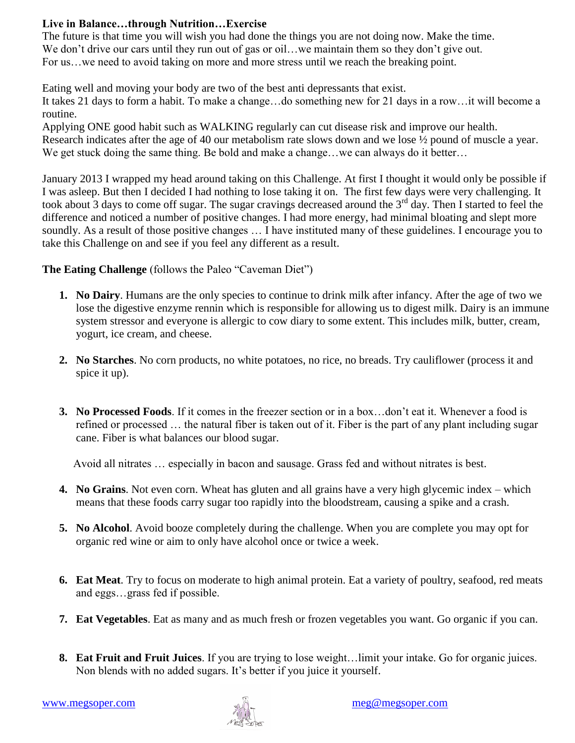**Live in Balance…through Nutrition…Exercise**

The future is that time you will wish you had done the things you are not doing now. Make the time.
We don't drive our cars until they run out of gas or oil…we maintain them so they don't give out.
For us…we need to avoid taking on more and more stress until we reach the breaking point.

Eating well and moving your body are two of the best anti depressants that exist.
It takes 21 days to form a habit. To make a change…do something new for 21 days in a row…it will become a routine.
Applying ONE good habit such as WALKING regularly can cut disease risk and improve our health.
Research indicates after the age of 40 our metabolism rate slows down and we lose ½ pound of muscle a year.
We get stuck doing the same thing. Be bold and make a change…we can always do it better…

January 2013 I wrapped my head around taking on this Challenge. At first I thought it would only be possible if I was asleep. But then I decided I had nothing to lose taking it on. The first few days were very challenging. It took about 3 days to come off sugar. The sugar cravings decreased around the 3rd day. Then I started to feel the difference and noticed a number of positive changes. I had more energy, had minimal bloating and slept more soundly. As a result of those positive changes … I have instituted many of these guidelines. I encourage you to take this Challenge on and see if you feel any different as a result.

**The Eating Challenge** (follows the Paleo "Caveman Diet")

1. **No Dairy**. Humans are the only species to continue to drink milk after infancy. After the age of two we lose the digestive enzyme rennin which is responsible for allowing us to digest milk. Dairy is an immune system stressor and everyone is allergic to cow diary to some extent. This includes milk, butter, cream, yogurt, ice cream, and cheese.

2. **No Starches**. No corn products, no white potatoes, no rice, no breads. Try cauliflower (process it and spice it up).

3. **No Processed Foods**. If it comes in the freezer section or in a box…don't eat it. Whenever a food is refined or processed … the natural fiber is taken out of it. Fiber is the part of any plant including sugar cane. Fiber is what balances our blood sugar.

   Avoid all nitrates … especially in bacon and sausage. Grass fed and without nitrates is best.

4. **No Grains**. Not even corn. Wheat has gluten and all grains have a very high glycemic index – which means that these foods carry sugar too rapidly into the bloodstream, causing a spike and a crash.

5. **No Alcohol**. Avoid booze completely during the challenge. When you are complete you may opt for organic red wine or aim to only have alcohol once or twice a week.

6. **Eat Meat**. Try to focus on moderate to high animal protein. Eat a variety of poultry, seafood, red meats and eggs…grass fed if possible.

7. **Eat Vegetables**. Eat as many and as much fresh or frozen vegetables you want. Go organic if you can.

8. **Eat Fruit and Fruit Juices**. If you are trying to lose weight…limit your intake. Go for organic juices. Non blends with no added sugars. It's better if you juice it yourself.

www.megsoper.com meg@megsoper.com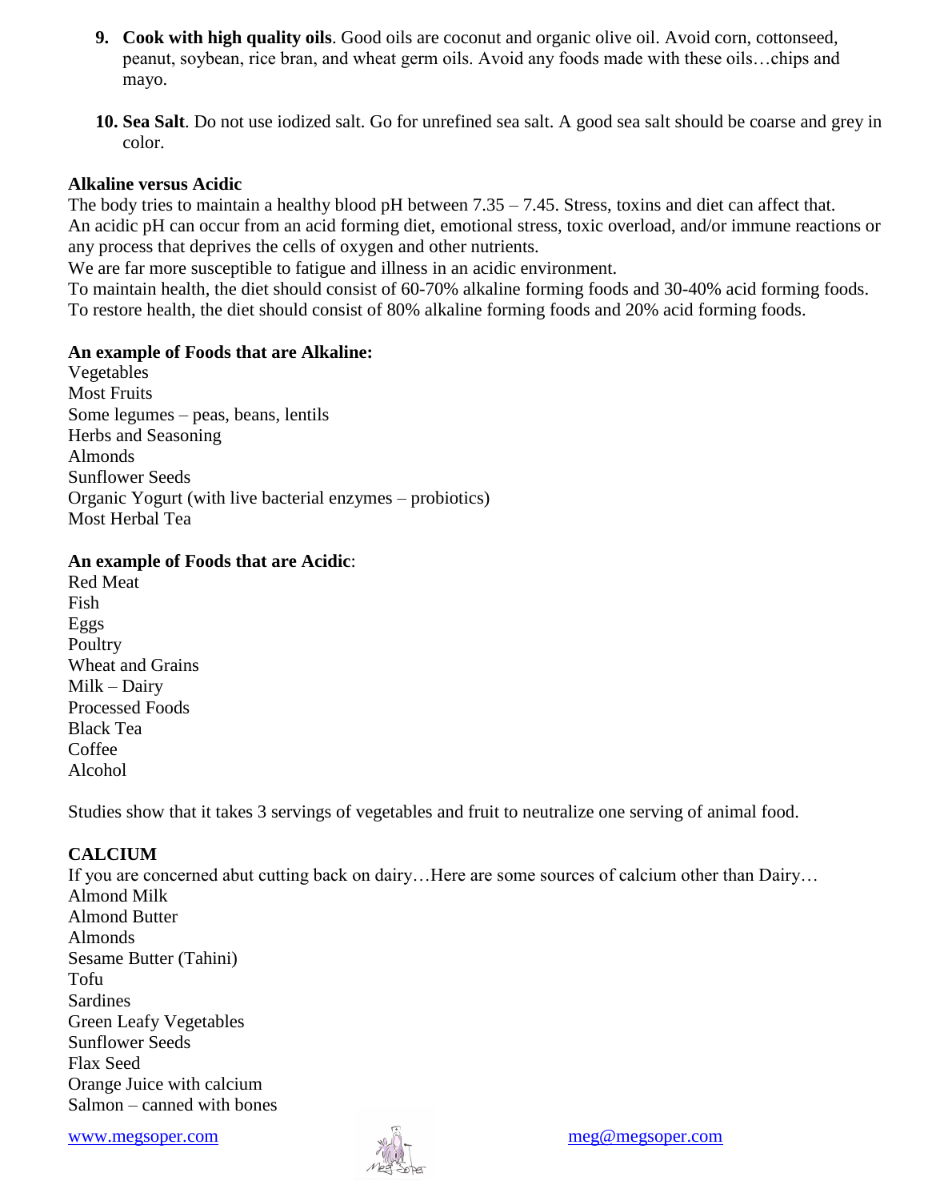9. **Cook with high quality oils**. Good oils are coconut and organic olive oil. Avoid corn, cottonseed, peanut, soybean, rice bran, and wheat germ oils. Avoid any foods made with these oils…chips and mayo.

10. **Sea Salt**. Do not use iodized salt. Go for unrefined sea salt. A good sea salt should be coarse and grey in color.

**Alkaline versus Acidic**

The body tries to maintain a healthy blood pH between 7.35 – 7.45. Stress, toxins and diet can affect that.
An acidic pH can occur from an acid forming diet, emotional stress, toxic overload, and/or immune reactions or any process that deprives the cells of oxygen and other nutrients.
We are far more susceptible to fatigue and illness in an acidic environment.
To maintain health, the diet should consist of 60-70% alkaline forming foods and 30-40% acid forming foods.
To restore health, the diet should consist of 80% alkaline forming foods and 20% acid forming foods.

**An example of Foods that are Alkaline:**

Vegetables
Most Fruits
Some legumes – peas, beans, lentils
Herbs and Seasoning
Almonds
Sunflower Seeds
Organic Yogurt (with live bacterial enzymes – probiotics)
Most Herbal Tea

**An example of Foods that are Acidic**:

Red Meat
Fish
Eggs
Poultry
Wheat and Grains
Milk – Dairy
Processed Foods
Black Tea
Coffee
Alcohol

Studies show that it takes 3 servings of vegetables and fruit to neutralize one serving of animal food.

**CALCIUM**

If you are concerned abut cutting back on dairy…Here are some sources of calcium other than Dairy…
Almond Milk
Almond Butter
Almonds
Sesame Butter (Tahini)
Tofu
Sardines
Green Leafy Vegetables
Sunflower Seeds
Flax Seed
Orange Juice with calcium
Salmon – canned with bones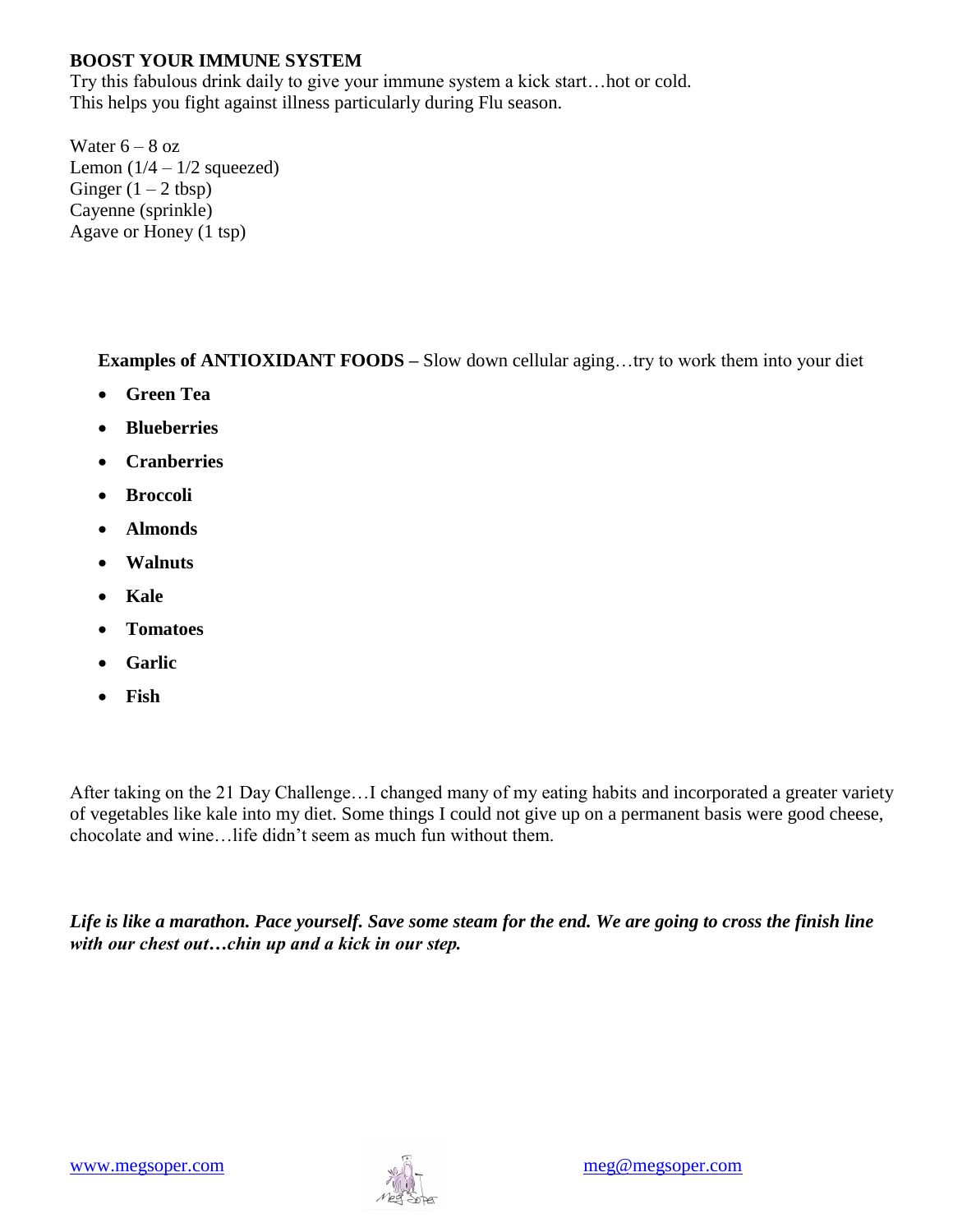**BOOST YOUR IMMUNE SYSTEM**

Try this fabulous drink daily to give your immune system a kick start…hot or cold.
This helps you fight against illness particularly during Flu season.

Water 6 – 8 oz
Lemon (1/4 – 1/2 squeezed)
Ginger (1 – 2 tbsp)
Cayenne (sprinkle)
Agave or Honey (1 tsp)

**Examples of ANTIOXIDANT FOODS –** Slow down cellular aging…try to work them into your diet

- **Green Tea**
- **Blueberries**
- **Cranberries**
- **Broccoli**
- **Almonds**
- **Walnuts**
- **Kale**
- **Tomatoes**
- **Garlic**
- **Fish**

After taking on the 21 Day Challenge…I changed many of my eating habits and incorporated a greater variety of vegetables like kale into my diet. Some things I could not give up on a permanent basis were good cheese, chocolate and wine…life didn't seem as much fun without them.

***Life is like a marathon. Pace yourself. Save some steam for the end. We are going to cross the finish line with our chest out…chin up and a kick in our step.***

www.megsoper.com meg@megsoper.com